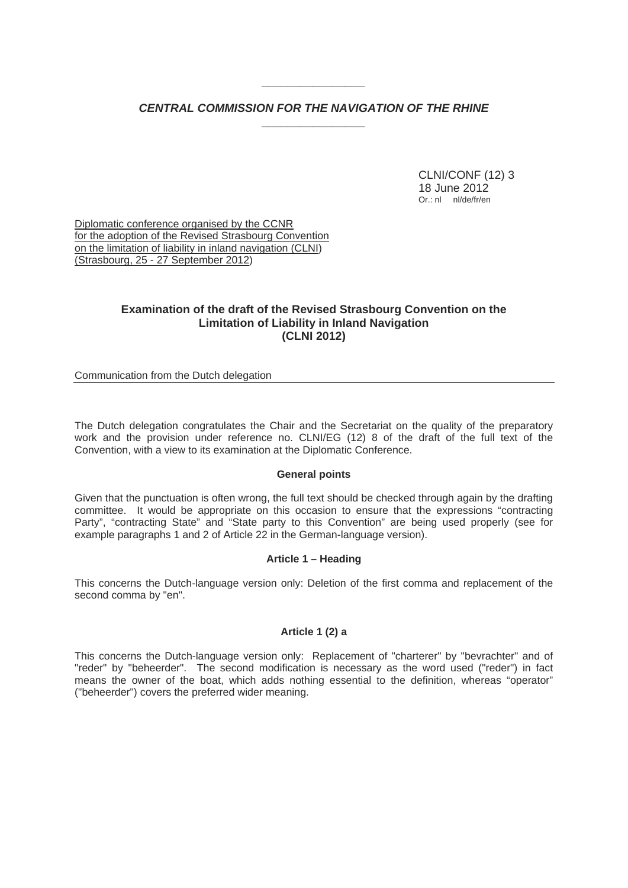***CENTRAL COMMISSION FOR THE NAVIGATION OF THE RHINE***

CLNI/CONF (12) 3
18 June 2012
Or.: nl nl/de/fr/en

Diplomatic conference organised by the CCNR
for the adoption of the Revised Strasbourg Convention
on the limitation of liability in inland navigation (CLNI)
(Strasbourg, 25 - 27 September 2012)

## Examination of the draft of the Revised Strasbourg Convention on the Limitation of Liability in Inland Navigation (CLNI 2012)

Communication from the Dutch delegation

The Dutch delegation congratulates the Chair and the Secretariat on the quality of the preparatory work and the provision under reference no. CLNI/EG (12) 8 of the draft of the full text of the Convention, with a view to its examination at the Diplomatic Conference.

### General points

Given that the punctuation is often wrong, the full text should be checked through again by the drafting committee. It would be appropriate on this occasion to ensure that the expressions "contracting Party", "contracting State" and "State party to this Convention" are being used properly (see for example paragraphs 1 and 2 of Article 22 in the German-language version).

### Article 1 – Heading

This concerns the Dutch-language version only: Deletion of the first comma and replacement of the second comma by "en".

### Article 1 (2) a

This concerns the Dutch-language version only: Replacement of "charterer" by "bevrachter" and of "reder" by "beheerder". The second modification is necessary as the word used ("reder") in fact means the owner of the boat, which adds nothing essential to the definition, whereas "operator" ("beheerder") covers the preferred wider meaning.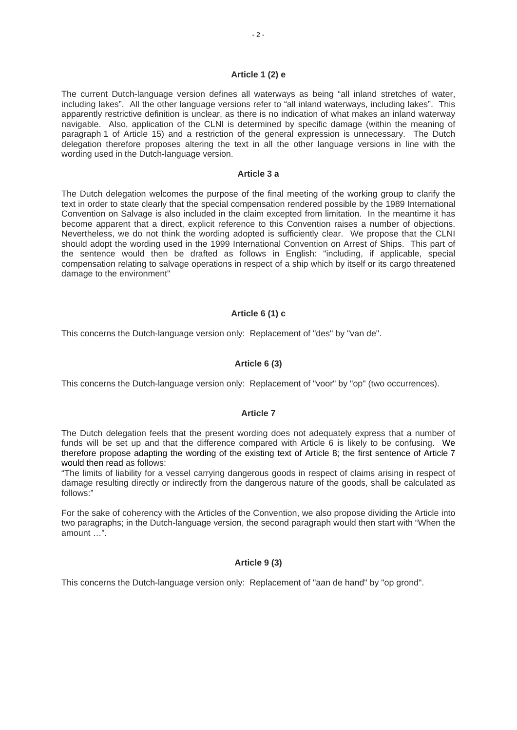### Article 1 (2) e

The current Dutch-language version defines all waterways as being "all inland stretches of water, including lakes". All the other language versions refer to "all inland waterways, including lakes". This apparently restrictive definition is unclear, as there is no indication of what makes an inland waterway navigable. Also, application of the CLNI is determined by specific damage (within the meaning of paragraph 1 of Article 15) and a restriction of the general expression is unnecessary. The Dutch delegation therefore proposes altering the text in all the other language versions in line with the wording used in the Dutch-language version.

### Article 3 a

The Dutch delegation welcomes the purpose of the final meeting of the working group to clarify the text in order to state clearly that the special compensation rendered possible by the 1989 International Convention on Salvage is also included in the claim excepted from limitation. In the meantime it has become apparent that a direct, explicit reference to this Convention raises a number of objections. Nevertheless, we do not think the wording adopted is sufficiently clear. We propose that the CLNI should adopt the wording used in the 1999 International Convention on Arrest of Ships. This part of the sentence would then be drafted as follows in English: "including, if applicable, special compensation relating to salvage operations in respect of a ship which by itself or its cargo threatened damage to the environment"

### Article 6 (1) c

This concerns the Dutch-language version only: Replacement of "des" by "van de".

### Article 6 (3)

This concerns the Dutch-language version only: Replacement of "voor" by "op" (two occurrences).

### Article 7

The Dutch delegation feels that the present wording does not adequately express that a number of funds will be set up and that the difference compared with Article 6 is likely to be confusing. We therefore propose adapting the wording of the existing text of Article 8; the first sentence of Article 7 would then read as follows:

"The limits of liability for a vessel carrying dangerous goods in respect of claims arising in respect of damage resulting directly or indirectly from the dangerous nature of the goods, shall be calculated as follows:"

For the sake of coherency with the Articles of the Convention, we also propose dividing the Article into two paragraphs; in the Dutch-language version, the second paragraph would then start with "When the amount …".

### Article 9 (3)

This concerns the Dutch-language version only: Replacement of "aan de hand" by "op grond".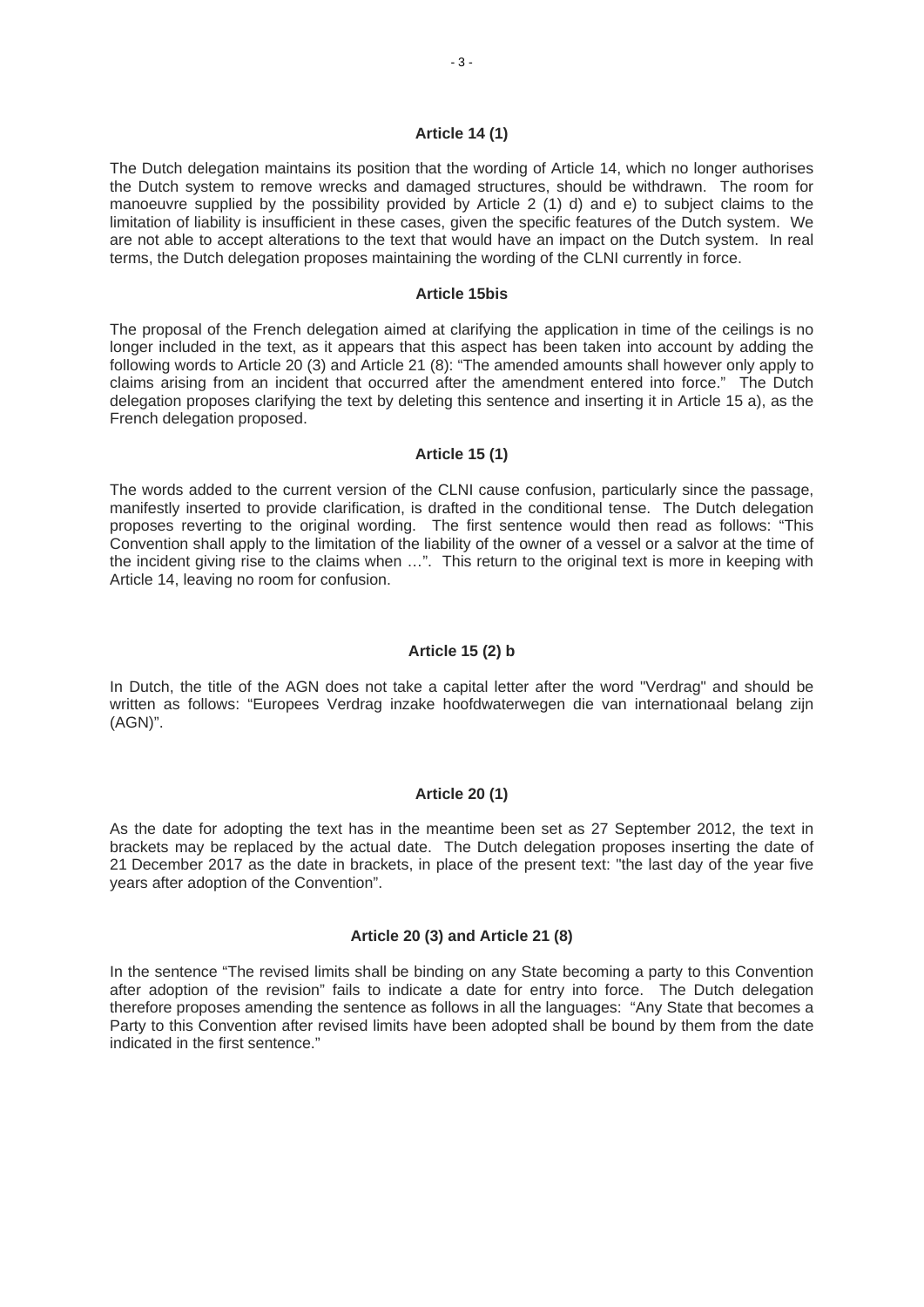**Article 14 (1)**

The Dutch delegation maintains its position that the wording of Article 14, which no longer authorises the Dutch system to remove wrecks and damaged structures, should be withdrawn. The room for manoeuvre supplied by the possibility provided by Article 2 (1) d) and e) to subject claims to the limitation of liability is insufficient in these cases, given the specific features of the Dutch system. We are not able to accept alterations to the text that would have an impact on the Dutch system. In real terms, the Dutch delegation proposes maintaining the wording of the CLNI currently in force.

**Article 15bis**

The proposal of the French delegation aimed at clarifying the application in time of the ceilings is no longer included in the text, as it appears that this aspect has been taken into account by adding the following words to Article 20 (3) and Article 21 (8): "The amended amounts shall however only apply to claims arising from an incident that occurred after the amendment entered into force." The Dutch delegation proposes clarifying the text by deleting this sentence and inserting it in Article 15 a), as the French delegation proposed.

**Article 15 (1)**

The words added to the current version of the CLNI cause confusion, particularly since the passage, manifestly inserted to provide clarification, is drafted in the conditional tense. The Dutch delegation proposes reverting to the original wording. The first sentence would then read as follows: "This Convention shall apply to the limitation of the liability of the owner of a vessel or a salvor at the time of the incident giving rise to the claims when …". This return to the original text is more in keeping with Article 14, leaving no room for confusion.

**Article 15 (2) b**

In Dutch, the title of the AGN does not take a capital letter after the word "Verdrag" and should be written as follows: "Europees Verdrag inzake hoofdwaterwegen die van internationaal belang zijn (AGN)".

**Article 20 (1)**

As the date for adopting the text has in the meantime been set as 27 September 2012, the text in brackets may be replaced by the actual date. The Dutch delegation proposes inserting the date of 21 December 2017 as the date in brackets, in place of the present text: "the last day of the year five years after adoption of the Convention".

**Article 20 (3) and Article 21 (8)**

In the sentence "The revised limits shall be binding on any State becoming a party to this Convention after adoption of the revision" fails to indicate a date for entry into force. The Dutch delegation therefore proposes amending the sentence as follows in all the languages: "Any State that becomes a Party to this Convention after revised limits have been adopted shall be bound by them from the date indicated in the first sentence."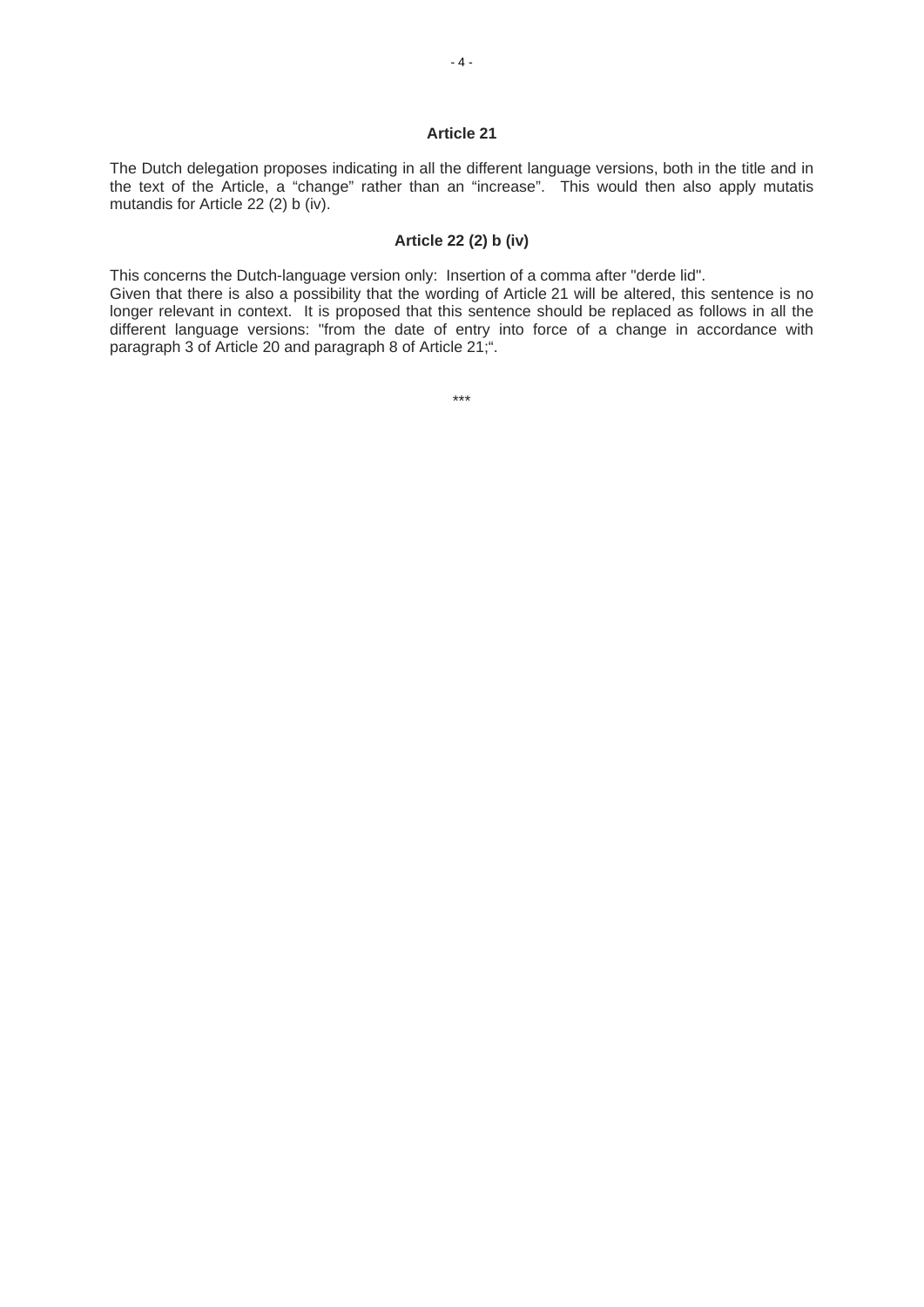### Article 21

The Dutch delegation proposes indicating in all the different language versions, both in the title and in the text of the Article, a “change” rather than an “increase”. This would then also apply mutatis mutandis for Article 22 (2) b (iv).

### Article 22 (2) b (iv)

This concerns the Dutch-language version only: Insertion of a comma after "derde lid".
Given that there is also a possibility that the wording of Article 21 will be altered, this sentence is no longer relevant in context. It is proposed that this sentence should be replaced as follows in all the different language versions: "from the date of entry into force of a change in accordance with paragraph 3 of Article 20 and paragraph 8 of Article 21;“.

\*\*\*